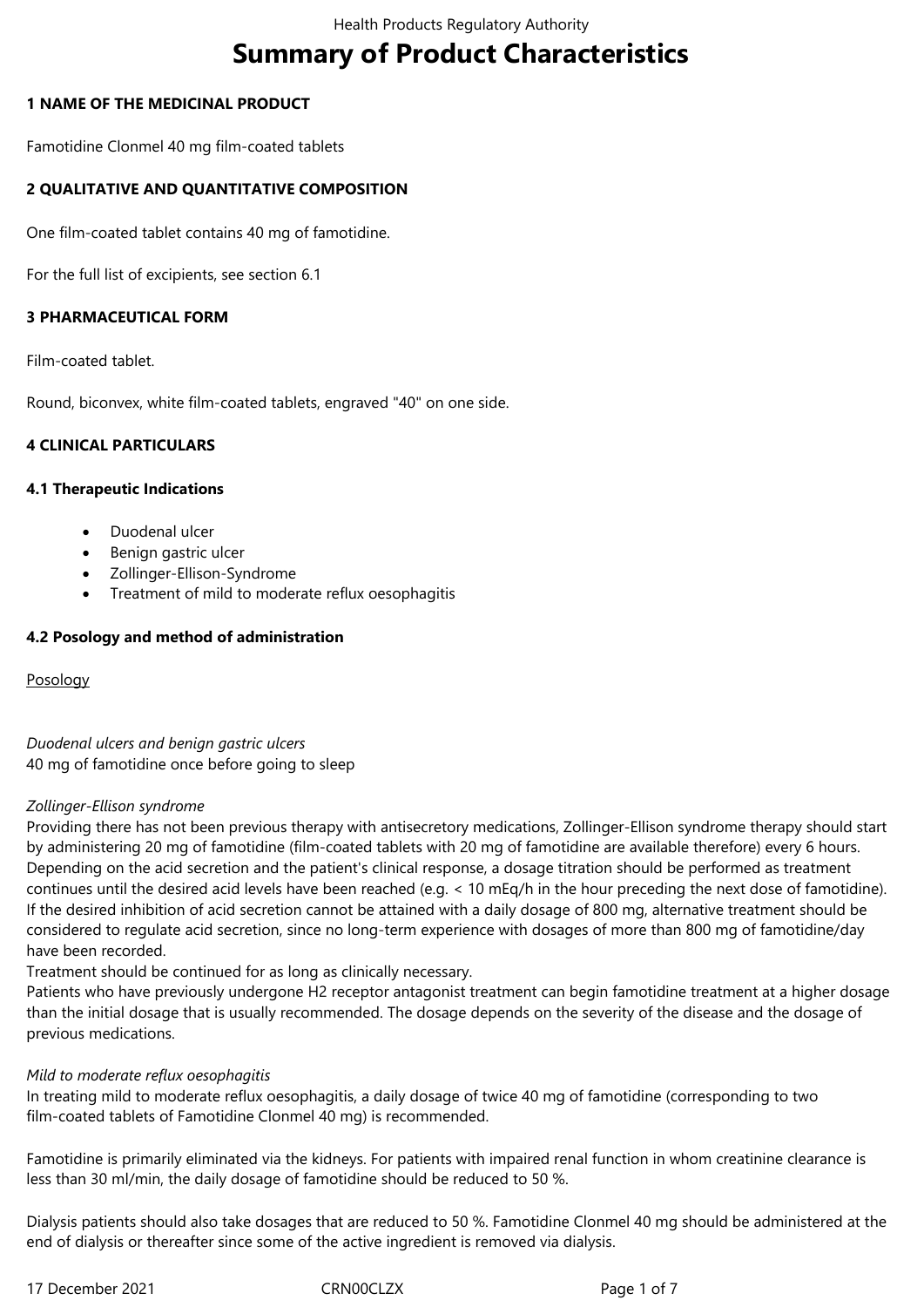# Summary of Product Characteristics

## 1 NAME OF THE MEDICINAL PRODUCT

Famotidine Clonmel 40 mg film-coated tablets

## 2 QUALITATIVE AND QUANTITATIVE COMPOSITION

One film-coated tablet contains 40 mg of famotidine.

For the full list of excipients, see section 6.1

## 3 PHARMACEUTICAL FORM

Film-coated tablet.

Round, biconvex, white film-coated tablets, engraved "40" on one side.

## 4 CLINICAL PARTICULARS

### 4.1 Therapeutic Indications

- Duodenal ulcer
- Benign gastric ulcer
- Zollinger-Ellison-Syndrome
- Treatment of mild to moderate reflux oesophagitis

### 4.2 Posology and method of administration

Posology

*Duodenal ulcers and benign gastric ulcers*
40 mg of famotidine once before going to sleep

*Zollinger-Ellison syndrome*
Providing there has not been previous therapy with antisecretory medications, Zollinger-Ellison syndrome therapy should start by administering 20 mg of famotidine (film-coated tablets with 20 mg of famotidine are available therefore) every 6 hours. Depending on the acid secretion and the patient's clinical response, a dosage titration should be performed as treatment continues until the desired acid levels have been reached (e.g. < 10 mEq/h in the hour preceding the next dose of famotidine). If the desired inhibition of acid secretion cannot be attained with a daily dosage of 800 mg, alternative treatment should be considered to regulate acid secretion, since no long-term experience with dosages of more than 800 mg of famotidine/day have been recorded.
Treatment should be continued for as long as clinically necessary.
Patients who have previously undergone H2 receptor antagonist treatment can begin famotidine treatment at a higher dosage than the initial dosage that is usually recommended. The dosage depends on the severity of the disease and the dosage of previous medications.

*Mild to moderate reflux oesophagitis*
In treating mild to moderate reflux oesophagitis, a daily dosage of twice 40 mg of famotidine (corresponding to two film-coated tablets of Famotidine Clonmel 40 mg) is recommended.

Famotidine is primarily eliminated via the kidneys. For patients with impaired renal function in whom creatinine clearance is less than 30 ml/min, the daily dosage of famotidine should be reduced to 50 %.

Dialysis patients should also take dosages that are reduced to 50 %. Famotidine Clonmel 40 mg should be administered at the end of dialysis or thereafter since some of the active ingredient is removed via dialysis.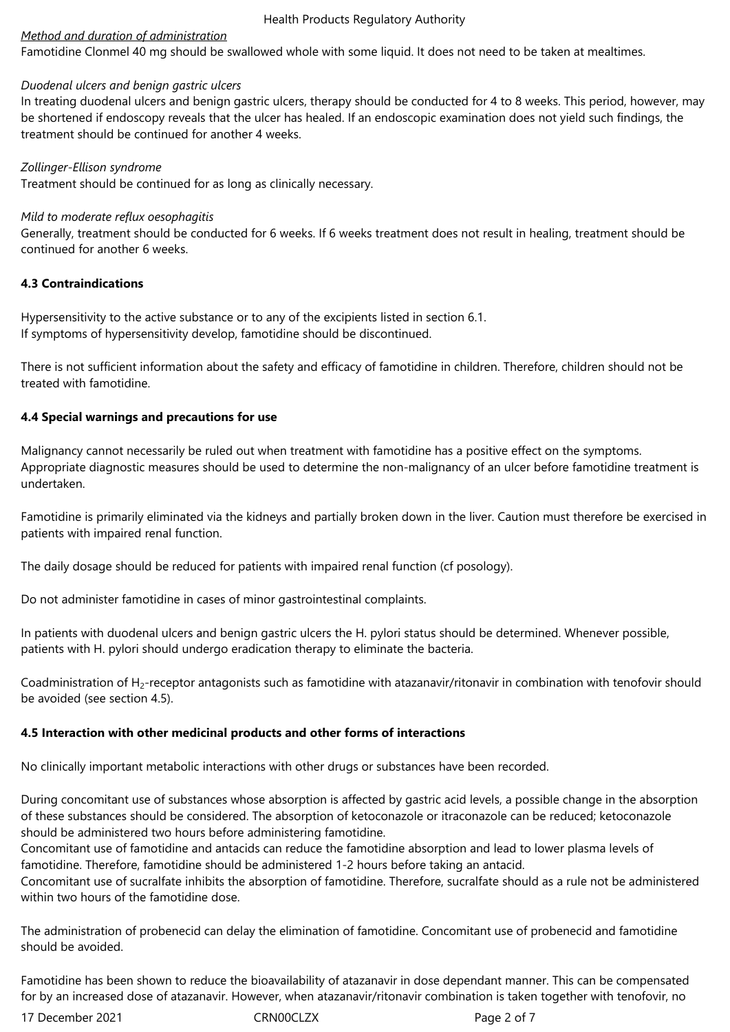*Method and duration of administration*

Famotidine Clonmel 40 mg should be swallowed whole with some liquid. It does not need to be taken at mealtimes.

*Duodenal ulcers and benign gastric ulcers*

In treating duodenal ulcers and benign gastric ulcers, therapy should be conducted for 4 to 8 weeks. This period, however, may be shortened if endoscopy reveals that the ulcer has healed. If an endoscopic examination does not yield such findings, the treatment should be continued for another 4 weeks.

*Zollinger-Ellison syndrome*

Treatment should be continued for as long as clinically necessary.

*Mild to moderate reflux oesophagitis*

Generally, treatment should be conducted for 6 weeks. If 6 weeks treatment does not result in healing, treatment should be continued for another 6 weeks.

**4.3 Contraindications**

Hypersensitivity to the active substance or to any of the excipients listed in section 6.1.
If symptoms of hypersensitivity develop, famotidine should be discontinued.

There is not sufficient information about the safety and efficacy of famotidine in children. Therefore, children should not be treated with famotidine.

**4.4 Special warnings and precautions for use**

Malignancy cannot necessarily be ruled out when treatment with famotidine has a positive effect on the symptoms. Appropriate diagnostic measures should be used to determine the non-malignancy of an ulcer before famotidine treatment is undertaken.

Famotidine is primarily eliminated via the kidneys and partially broken down in the liver. Caution must therefore be exercised in patients with impaired renal function.

The daily dosage should be reduced for patients with impaired renal function (cf posology).

Do not administer famotidine in cases of minor gastrointestinal complaints.

In patients with duodenal ulcers and benign gastric ulcers the H. pylori status should be determined. Whenever possible, patients with H. pylori should undergo eradication therapy to eliminate the bacteria.

Coadministration of $H_2$-receptor antagonists such as famotidine with atazanavir/ritonavir in combination with tenofovir should be avoided (see section 4.5).

**4.5 Interaction with other medicinal products and other forms of interactions**

No clinically important metabolic interactions with other drugs or substances have been recorded.

During concomitant use of substances whose absorption is affected by gastric acid levels, a possible change in the absorption of these substances should be considered. The absorption of ketoconazole or itraconazole can be reduced; ketoconazole should be administered two hours before administering famotidine.
Concomitant use of famotidine and antacids can reduce the famotidine absorption and lead to lower plasma levels of famotidine. Therefore, famotidine should be administered 1-2 hours before taking an antacid.
Concomitant use of sucralfate inhibits the absorption of famotidine. Therefore, sucralfate should as a rule not be administered within two hours of the famotidine dose.

The administration of probenecid can delay the elimination of famotidine. Concomitant use of probenecid and famotidine should be avoided.

Famotidine has been shown to reduce the bioavailability of atazanavir in dose dependant manner. This can be compensated for by an increased dose of atazanavir. However, when atazanavir/ritonavir combination is taken together with tenofovir, no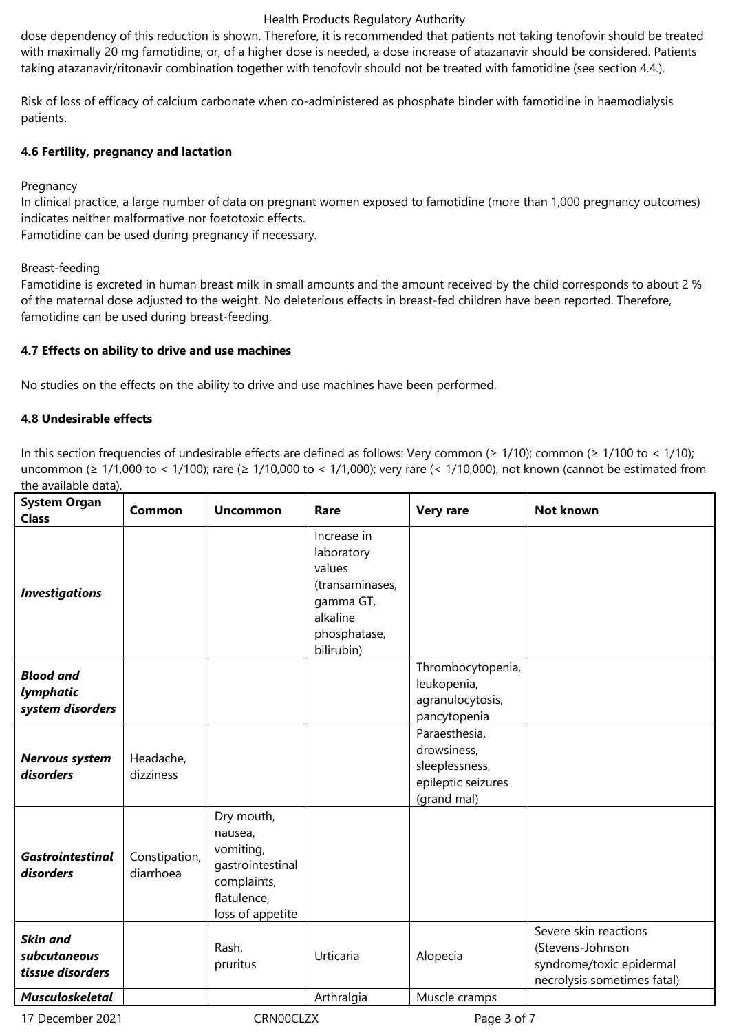dose dependency of this reduction is shown. Therefore, it is recommended that patients not taking tenofovir should be treated with maximally 20 mg famotidine, or, of a higher dose is needed, a dose increase of atazanavir should be considered. Patients taking atazanavir/ritonavir combination together with tenofovir should not be treated with famotidine (see section 4.4.).

Risk of loss of efficacy of calcium carbonate when co-administered as phosphate binder with famotidine in haemodialysis patients.

### 4.6 Fertility, pregnancy and lactation

Pregnancy

In clinical practice, a large number of data on pregnant women exposed to famotidine (more than 1,000 pregnancy outcomes) indicates neither malformative nor foetotoxic effects.
Famotidine can be used during pregnancy if necessary.

Breast-feeding

Famotidine is excreted in human breast milk in small amounts and the amount received by the child corresponds to about 2 % of the maternal dose adjusted to the weight. No deleterious effects in breast-fed children have been reported. Therefore, famotidine can be used during breast-feeding.

### 4.7 Effects on ability to drive and use machines

No studies on the effects on the ability to drive and use machines have been performed.

### 4.8 Undesirable effects

In this section frequencies of undesirable effects are defined as follows: Very common (≥ 1/10); common (≥ 1/100 to < 1/10); uncommon (≥ 1/1,000 to < 1/100); rare (≥ 1/10,000 to < 1/1,000); very rare (< 1/10,000), not known (cannot be estimated from the available data).

| System Organ Class | Common | Uncommon | Rare | Very rare | Not known |
|---|---|---|---|---|---|
| ***Investigations*** | | | Increase in laboratory values (transaminases, gamma GT, alkaline phosphatase, bilirubin) | | |
| ***Blood and lymphatic system disorders*** | | | | Thrombocytopenia, leukopenia, agranulocytosis, pancytopenia | |
| ***Nervous system disorders*** | Headache, dizziness | | | Paraesthesia, drowsiness, sleeplessness, epileptic seizures (grand mal) | |
| ***Gastrointestinal disorders*** | Constipation, diarrhoea | Dry mouth, nausea, vomiting, gastrointestinal complaints, flatulence, loss of appetite | | | |
| ***Skin and subcutaneous tissue disorders*** | | Rash, pruritus | Urticaria | Alopecia | Severe skin reactions (Stevens-Johnson syndrome/toxic epidermal necrolysis sometimes fatal) |
| ***Musculoskeletal*** | | | Arthralgia | Muscle cramps | |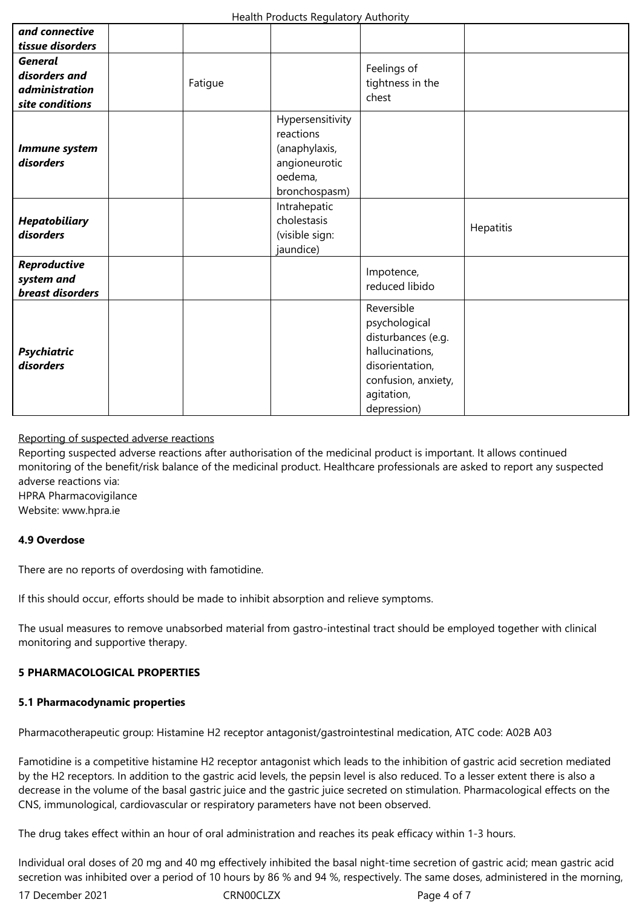| ***and connective tissue disorders*** | | | | | |
|---|---|---|---|---|---|
| ***General disorders and administration site conditions*** | | Fatigue | | Feelings of tightness in the chest | |
| ***Immune system disorders*** | | | Hypersensitivity reactions (anaphylaxis, angioneurotic oedema, bronchospasm) | | |
| ***Hepatobiliary disorders*** | | | Intrahepatic cholestasis (visible sign: jaundice) | | Hepatitis |
| ***Reproductive system and breast disorders*** | | | | Impotence, reduced libido | |
| ***Psychiatric disorders*** | | | | Reversible psychological disturbances (e.g. hallucinations, disorientation, confusion, anxiety, agitation, depression) | |

Reporting of suspected adverse reactions

Reporting suspected adverse reactions after authorisation of the medicinal product is important. It allows continued monitoring of the benefit/risk balance of the medicinal product. Healthcare professionals are asked to report any suspected adverse reactions via:
HPRA Pharmacovigilance
Website: www.hpra.ie

**4.9 Overdose**

There are no reports of overdosing with famotidine.

If this should occur, efforts should be made to inhibit absorption and relieve symptoms.

The usual measures to remove unabsorbed material from gastro-intestinal tract should be employed together with clinical monitoring and supportive therapy.

**5 PHARMACOLOGICAL PROPERTIES**

**5.1 Pharmacodynamic properties**

Pharmacotherapeutic group: Histamine H2 receptor antagonist/gastrointestinal medication, ATC code: A02B A03

Famotidine is a competitive histamine H2 receptor antagonist which leads to the inhibition of gastric acid secretion mediated by the H2 receptors. In addition to the gastric acid levels, the pepsin level is also reduced. To a lesser extent there is also a decrease in the volume of the basal gastric juice and the gastric juice secreted on stimulation. Pharmacological effects on the CNS, immunological, cardiovascular or respiratory parameters have not been observed.

The drug takes effect within an hour of oral administration and reaches its peak efficacy within 1-3 hours.

Individual oral doses of 20 mg and 40 mg effectively inhibited the basal night-time secretion of gastric acid; mean gastric acid secretion was inhibited over a period of 10 hours by 86 % and 94 %, respectively. The same doses, administered in the morning,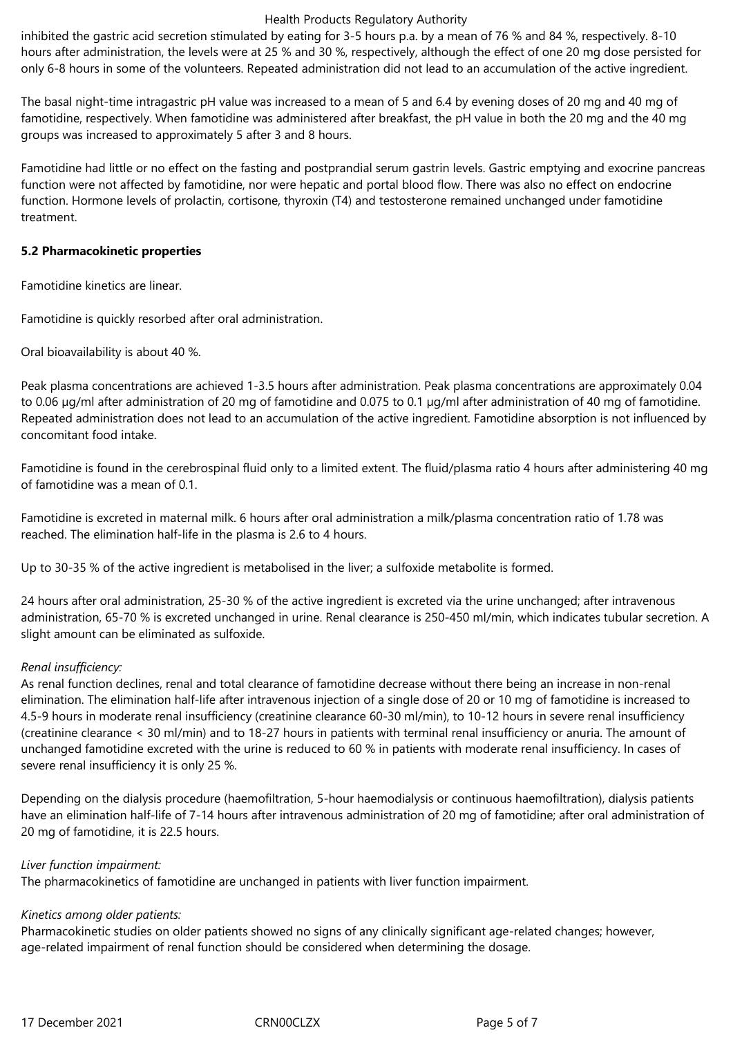inhibited the gastric acid secretion stimulated by eating for 3-5 hours p.a. by a mean of 76 % and 84 %, respectively. 8-10 hours after administration, the levels were at 25 % and 30 %, respectively, although the effect of one 20 mg dose persisted for only 6-8 hours in some of the volunteers. Repeated administration did not lead to an accumulation of the active ingredient.

The basal night-time intragastric pH value was increased to a mean of 5 and 6.4 by evening doses of 20 mg and 40 mg of famotidine, respectively. When famotidine was administered after breakfast, the pH value in both the 20 mg and the 40 mg groups was increased to approximately 5 after 3 and 8 hours.

Famotidine had little or no effect on the fasting and postprandial serum gastrin levels. Gastric emptying and exocrine pancreas function were not affected by famotidine, nor were hepatic and portal blood flow. There was also no effect on endocrine function. Hormone levels of prolactin, cortisone, thyroxin (T4) and testosterone remained unchanged under famotidine treatment.

**5.2 Pharmacokinetic properties**

Famotidine kinetics are linear.

Famotidine is quickly resorbed after oral administration.

Oral bioavailability is about 40 %.

Peak plasma concentrations are achieved 1-3.5 hours after administration. Peak plasma concentrations are approximately 0.04 to 0.06 µg/ml after administration of 20 mg of famotidine and 0.075 to 0.1 µg/ml after administration of 40 mg of famotidine. Repeated administration does not lead to an accumulation of the active ingredient. Famotidine absorption is not influenced by concomitant food intake.

Famotidine is found in the cerebrospinal fluid only to a limited extent. The fluid/plasma ratio 4 hours after administering 40 mg of famotidine was a mean of 0.1.

Famotidine is excreted in maternal milk. 6 hours after oral administration a milk/plasma concentration ratio of 1.78 was reached. The elimination half-life in the plasma is 2.6 to 4 hours.

Up to 30-35 % of the active ingredient is metabolised in the liver; a sulfoxide metabolite is formed.

24 hours after oral administration, 25-30 % of the active ingredient is excreted via the urine unchanged; after intravenous administration, 65-70 % is excreted unchanged in urine. Renal clearance is 250-450 ml/min, which indicates tubular secretion. A slight amount can be eliminated as sulfoxide.

*Renal insufficiency:*
As renal function declines, renal and total clearance of famotidine decrease without there being an increase in non-renal elimination. The elimination half-life after intravenous injection of a single dose of 20 or 10 mg of famotidine is increased to 4.5-9 hours in moderate renal insufficiency (creatinine clearance 60-30 ml/min), to 10-12 hours in severe renal insufficiency (creatinine clearance < 30 ml/min) and to 18-27 hours in patients with terminal renal insufficiency or anuria. The amount of unchanged famotidine excreted with the urine is reduced to 60 % in patients with moderate renal insufficiency. In cases of severe renal insufficiency it is only 25 %.

Depending on the dialysis procedure (haemofiltration, 5-hour haemodialysis or continuous haemofiltration), dialysis patients have an elimination half-life of 7-14 hours after intravenous administration of 20 mg of famotidine; after oral administration of 20 mg of famotidine, it is 22.5 hours.

*Liver function impairment:*
The pharmacokinetics of famotidine are unchanged in patients with liver function impairment.

*Kinetics among older patients:*
Pharmacokinetic studies on older patients showed no signs of any clinically significant age-related changes; however, age-related impairment of renal function should be considered when determining the dosage.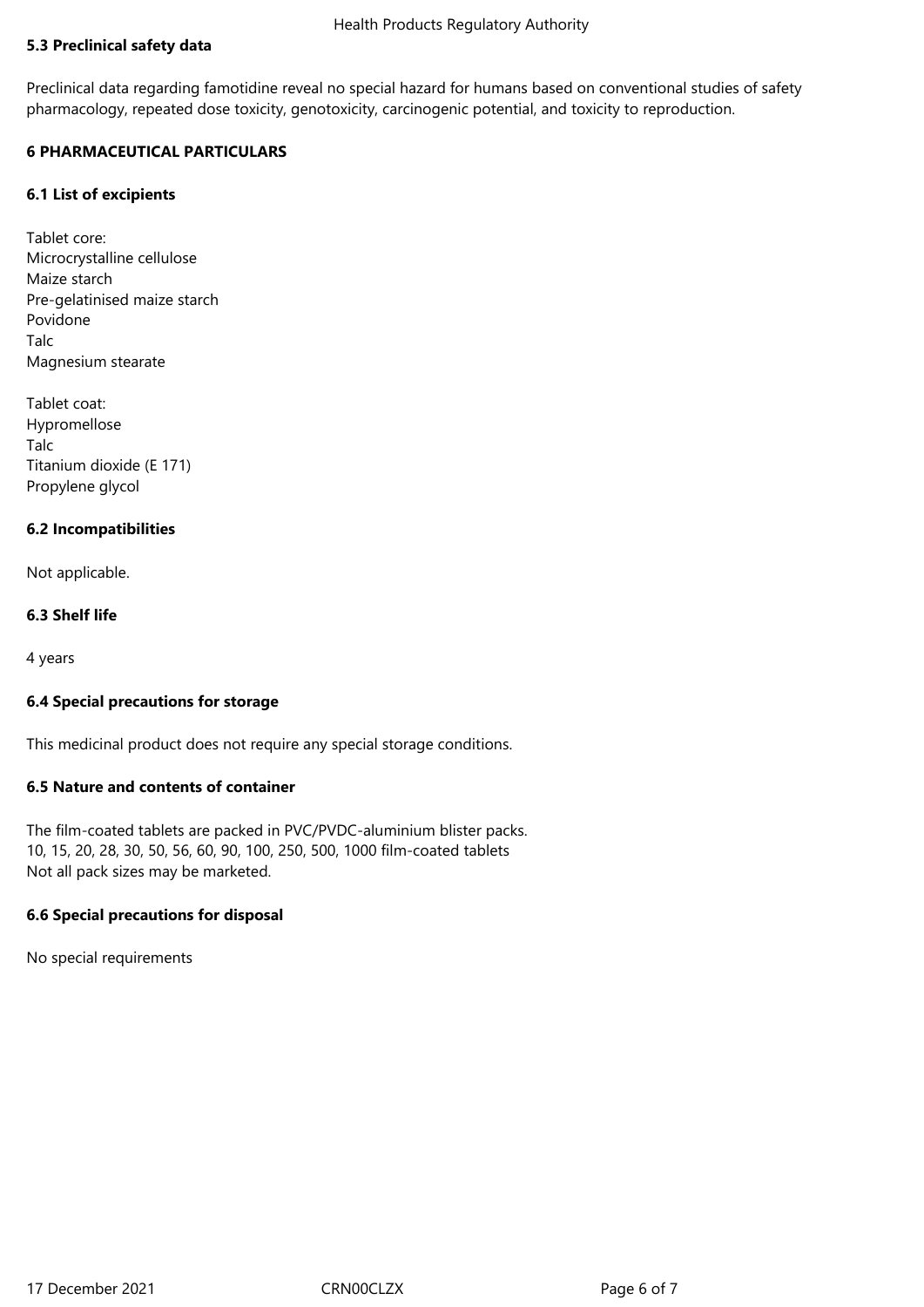### 5.3 Preclinical safety data

Preclinical data regarding famotidine reveal no special hazard for humans based on conventional studies of safety pharmacology, repeated dose toxicity, genotoxicity, carcinogenic potential, and toxicity to reproduction.

## 6 PHARMACEUTICAL PARTICULARS

### 6.1 List of excipients

Tablet core:
Microcrystalline cellulose
Maize starch
Pre-gelatinised maize starch
Povidone
Talc
Magnesium stearate

Tablet coat:
Hypromellose
Talc
Titanium dioxide (E 171)
Propylene glycol

### 6.2 Incompatibilities

Not applicable.

### 6.3 Shelf life

4 years

### 6.4 Special precautions for storage

This medicinal product does not require any special storage conditions.

### 6.5 Nature and contents of container

The film-coated tablets are packed in PVC/PVDC-aluminium blister packs.
10, 15, 20, 28, 30, 50, 56, 60, 90, 100, 250, 500, 1000 film-coated tablets
Not all pack sizes may be marketed.

### 6.6 Special precautions for disposal

No special requirements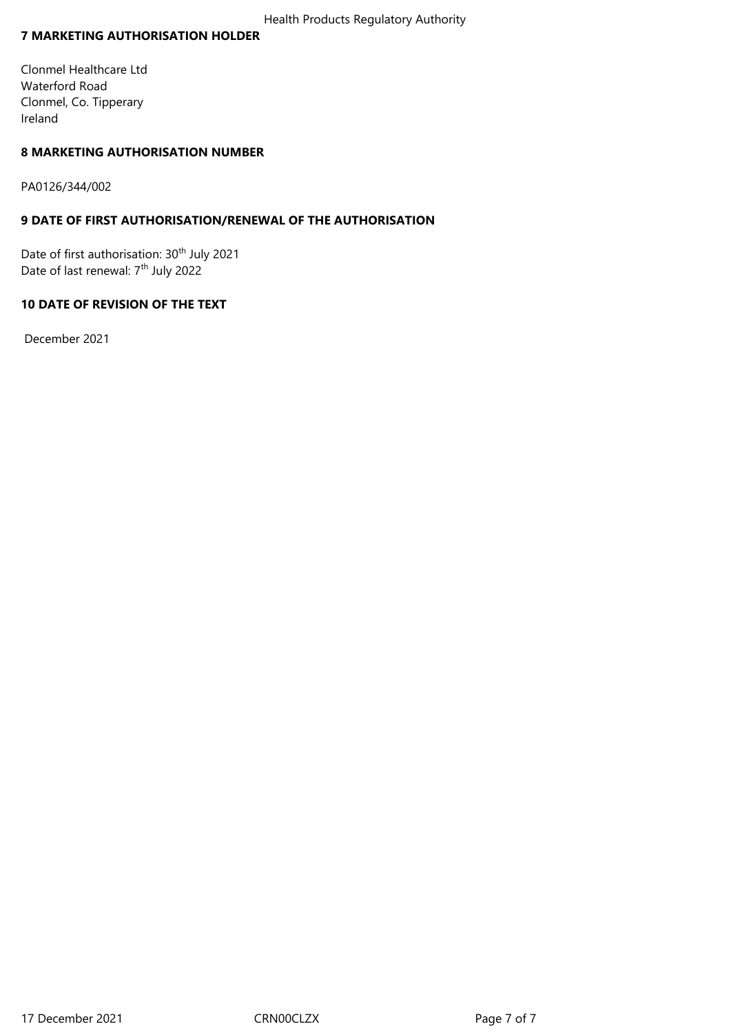## 7 MARKETING AUTHORISATION HOLDER

Clonmel Healthcare Ltd
Waterford Road
Clonmel, Co. Tipperary
Ireland

## 8 MARKETING AUTHORISATION NUMBER

PA0126/344/002

## 9 DATE OF FIRST AUTHORISATION/RENEWAL OF THE AUTHORISATION

Date of first authorisation: 30th July 2021
Date of last renewal: 7th July 2022

## 10 DATE OF REVISION OF THE TEXT

December 2021